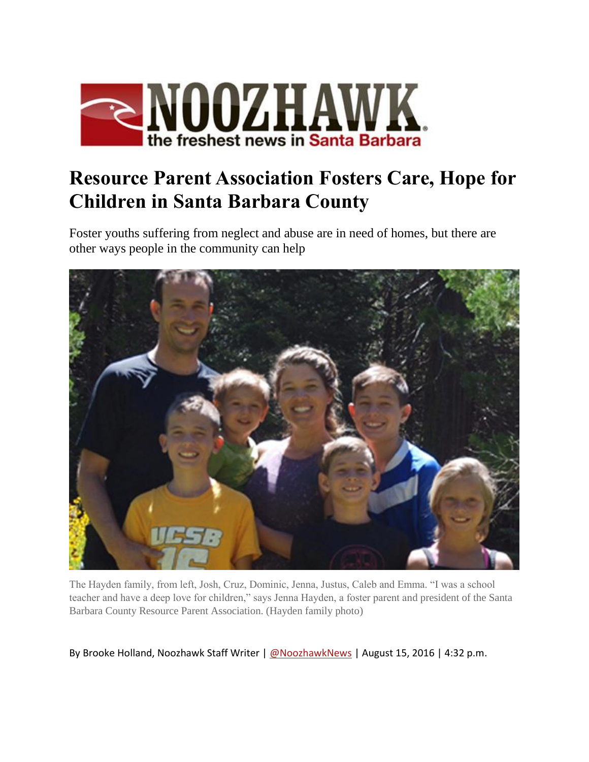# Resource Parent Association Fosters Care, Hope for Children in Santa Barbara County

Foster youths suffering from neglect and abuse are in need of homes, but there are other ways people in the community can help

The Hayden family, from left, Josh, Cruz, Dominic, Jenna, Justus, Caleb and Emma. "I was a school teacher and have a deep love for children," says Jenna Hayden, a foster parent and president of the Santa Barbara County Resource Parent Association. (Hayden family photo)

By Brooke Holland, Noozhawk Staff Writer | @NoozhawkNews | August 15, 2016 | 4:32 p.m.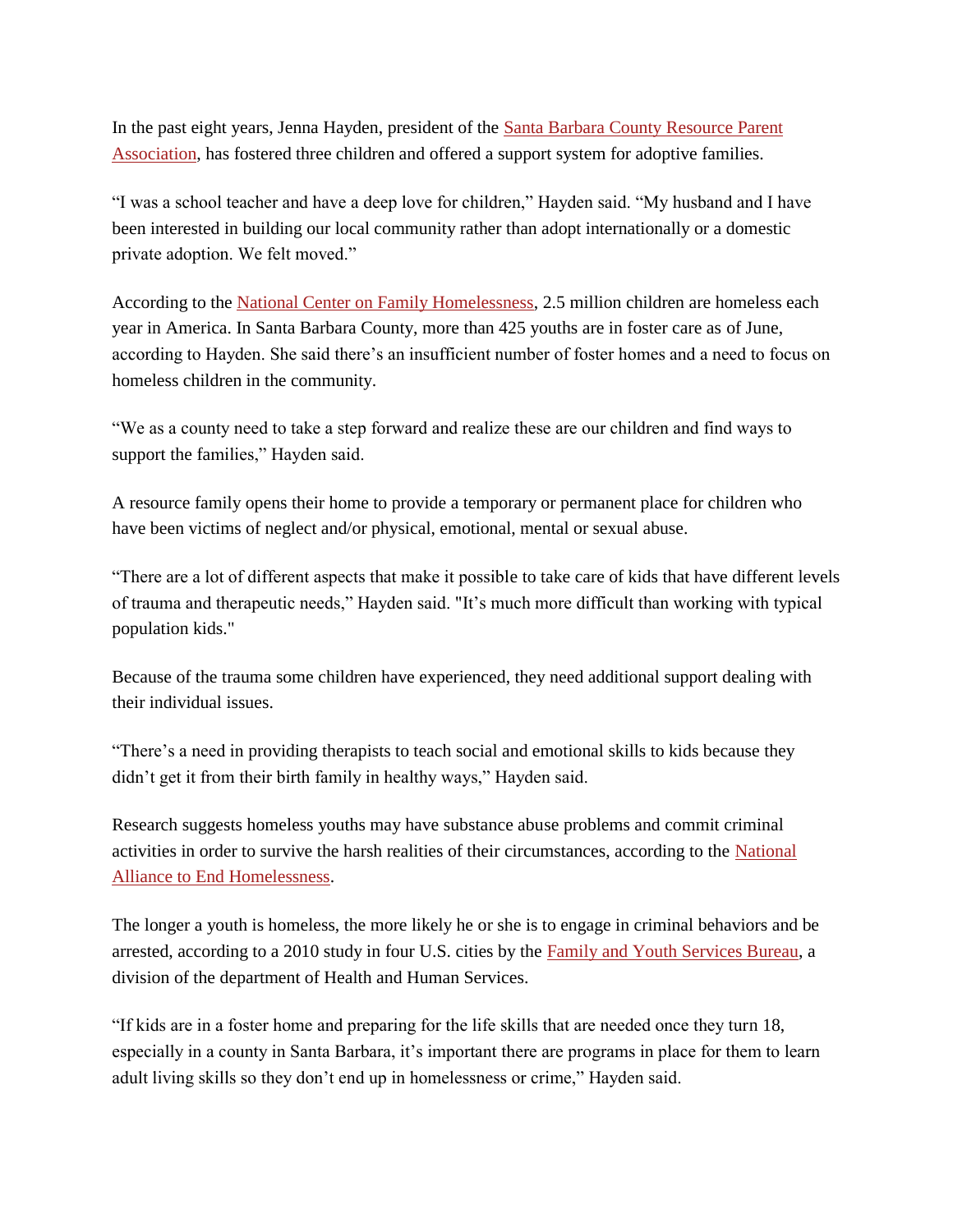In the past eight years, Jenna Hayden, president of the Santa Barbara County Resource Parent Association, has fostered three children and offered a support system for adoptive families.

“I was a school teacher and have a deep love for children,” Hayden said. “My husband and I have been interested in building our local community rather than adopt internationally or a domestic private adoption. We felt moved.”

According to the National Center on Family Homelessness, 2.5 million children are homeless each year in America. In Santa Barbara County, more than 425 youths are in foster care as of June, according to Hayden. She said there’s an insufficient number of foster homes and a need to focus on homeless children in the community.

“We as a county need to take a step forward and realize these are our children and find ways to support the families,” Hayden said.

A resource family opens their home to provide a temporary or permanent place for children who have been victims of neglect and/or physical, emotional, mental or sexual abuse.

“There are a lot of different aspects that make it possible to take care of kids that have different levels of trauma and therapeutic needs,” Hayden said. "It’s much more difficult than working with typical population kids."

Because of the trauma some children have experienced, they need additional support dealing with their individual issues.

“There’s a need in providing therapists to teach social and emotional skills to kids because they didn’t get it from their birth family in healthy ways,” Hayden said.

Research suggests homeless youths may have substance abuse problems and commit criminal activities in order to survive the harsh realities of their circumstances, according to the National Alliance to End Homelessness.

The longer a youth is homeless, the more likely he or she is to engage in criminal behaviors and be arrested, according to a 2010 study in four U.S. cities by the Family and Youth Services Bureau, a division of the department of Health and Human Services.

“If kids are in a foster home and preparing for the life skills that are needed once they turn 18, especially in a county in Santa Barbara, it’s important there are programs in place for them to learn adult living skills so they don’t end up in homelessness or crime,” Hayden said.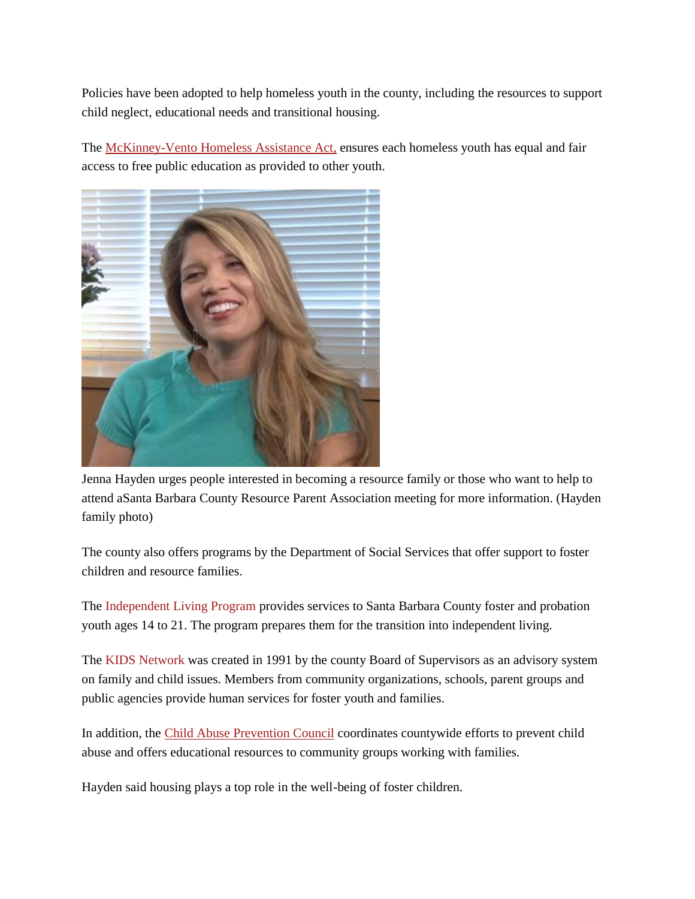Policies have been adopted to help homeless youth in the county, including the resources to support child neglect, educational needs and transitional housing.

The McKinney-Vento Homeless Assistance Act, ensures each homeless youth has equal and fair access to free public education as provided to other youth.

Jenna Hayden urges people interested in becoming a resource family or those who want to help to attend aSanta Barbara County Resource Parent Association meeting for more information. (Hayden family photo)

The county also offers programs by the Department of Social Services that offer support to foster children and resource families.

The Independent Living Program provides services to Santa Barbara County foster and probation youth ages 14 to 21. The program prepares them for the transition into independent living.

The KIDS Network was created in 1991 by the county Board of Supervisors as an advisory system on family and child issues. Members from community organizations, schools, parent groups and public agencies provide human services for foster youth and families.

In addition, the Child Abuse Prevention Council coordinates countywide efforts to prevent child abuse and offers educational resources to community groups working with families.

Hayden said housing plays a top role in the well-being of foster children.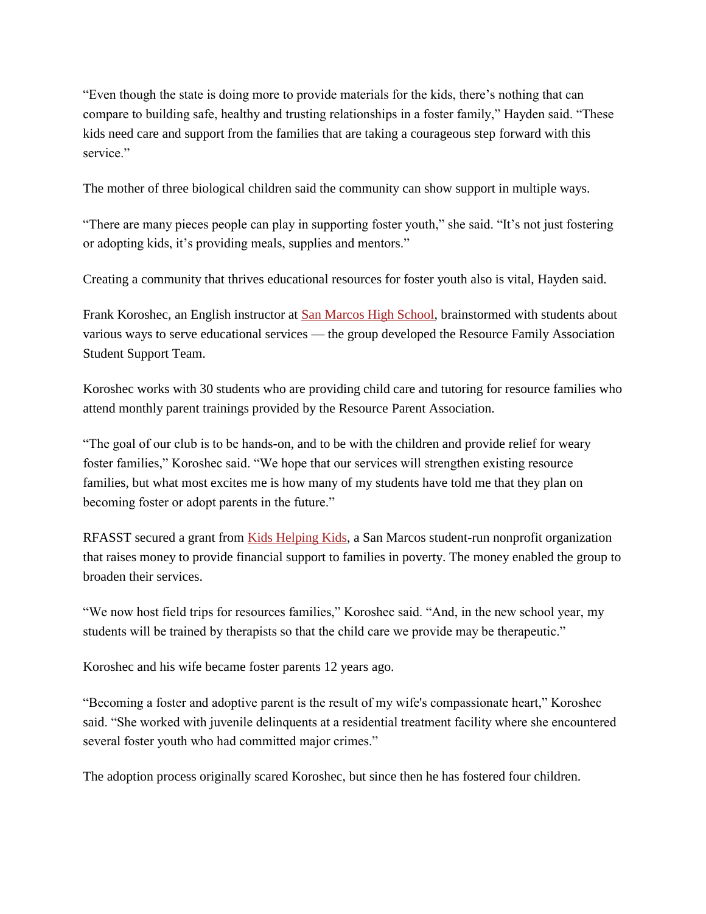"Even though the state is doing more to provide materials for the kids, there's nothing that can compare to building safe, healthy and trusting relationships in a foster family," Hayden said. "These kids need care and support from the families that are taking a courageous step forward with this service."

The mother of three biological children said the community can show support in multiple ways.

"There are many pieces people can play in supporting foster youth," she said. "It's not just fostering or adopting kids, it's providing meals, supplies and mentors."

Creating a community that thrives educational resources for foster youth also is vital, Hayden said.

Frank Koroshec, an English instructor at San Marcos High School, brainstormed with students about various ways to serve educational services — the group developed the Resource Family Association Student Support Team.

Koroshec works with 30 students who are providing child care and tutoring for resource families who attend monthly parent trainings provided by the Resource Parent Association.

"The goal of our club is to be hands-on, and to be with the children and provide relief for weary foster families," Koroshec said. "We hope that our services will strengthen existing resource families, but what most excites me is how many of my students have told me that they plan on becoming foster or adopt parents in the future."

RFASST secured a grant from Kids Helping Kids, a San Marcos student-run nonprofit organization that raises money to provide financial support to families in poverty. The money enabled the group to broaden their services.

"We now host field trips for resources families," Koroshec said. "And, in the new school year, my students will be trained by therapists so that the child care we provide may be therapeutic."

Koroshec and his wife became foster parents 12 years ago.

"Becoming a foster and adoptive parent is the result of my wife's compassionate heart," Koroshec said. "She worked with juvenile delinquents at a residential treatment facility where she encountered several foster youth who had committed major crimes."

The adoption process originally scared Koroshec, but since then he has fostered four children.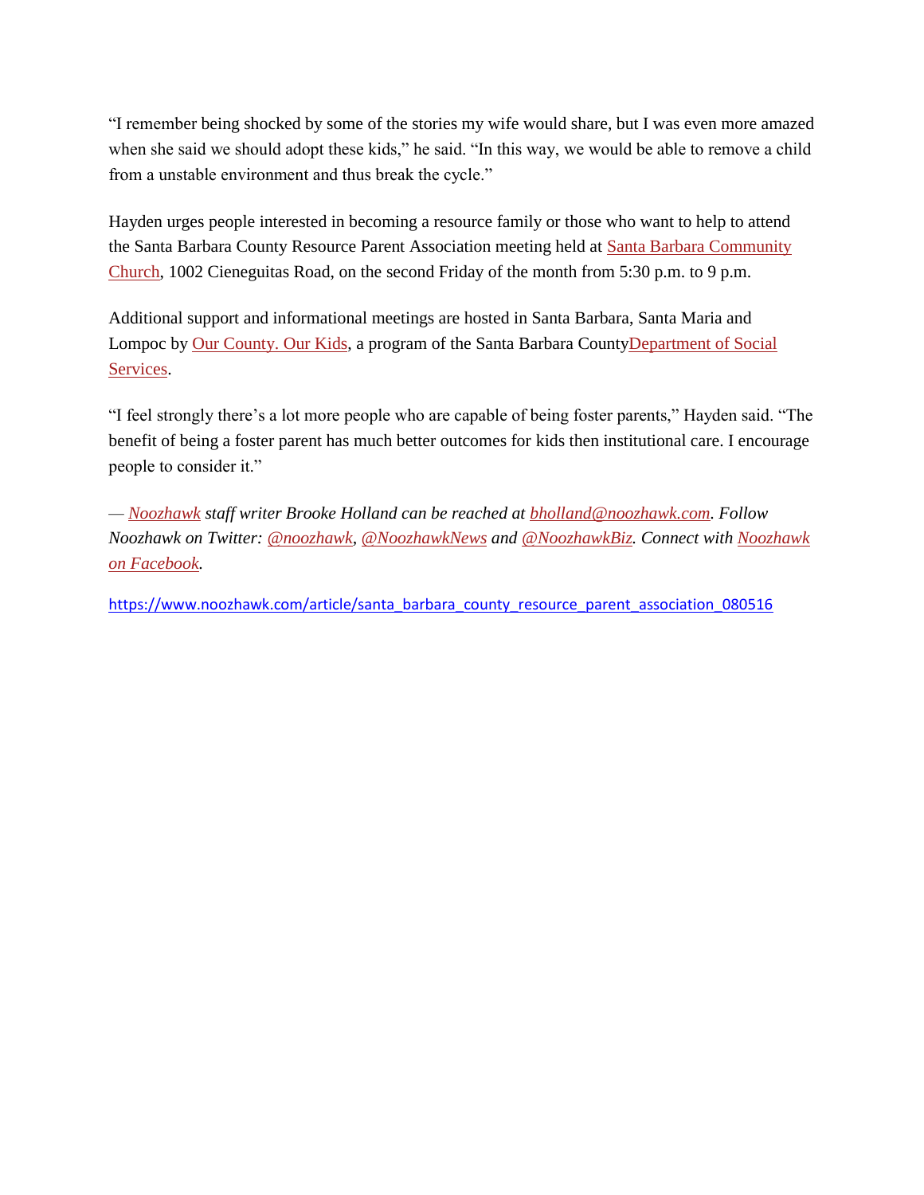"I remember being shocked by some of the stories my wife would share, but I was even more amazed when she said we should adopt these kids," he said. "In this way, we would be able to remove a child from a unstable environment and thus break the cycle."

Hayden urges people interested in becoming a resource family or those who want to help to attend the Santa Barbara County Resource Parent Association meeting held at Santa Barbara Community Church, 1002 Cieneguitas Road, on the second Friday of the month from 5:30 p.m. to 9 p.m.

Additional support and informational meetings are hosted in Santa Barbara, Santa Maria and Lompoc by Our County. Our Kids, a program of the Santa Barbara CountyDepartment of Social Services.

"I feel strongly there's a lot more people who are capable of being foster parents," Hayden said. "The benefit of being a foster parent has much better outcomes for kids then institutional care. I encourage people to consider it."

*— Noozhawk staff writer Brooke Holland can be reached at bholland@noozhawk.com. Follow Noozhawk on Twitter: @noozhawk, @NoozhawkNews and @NoozhawkBiz. Connect with Noozhawk on Facebook.*

https://www.noozhawk.com/article/santa_barbara_county_resource_parent_association_080516